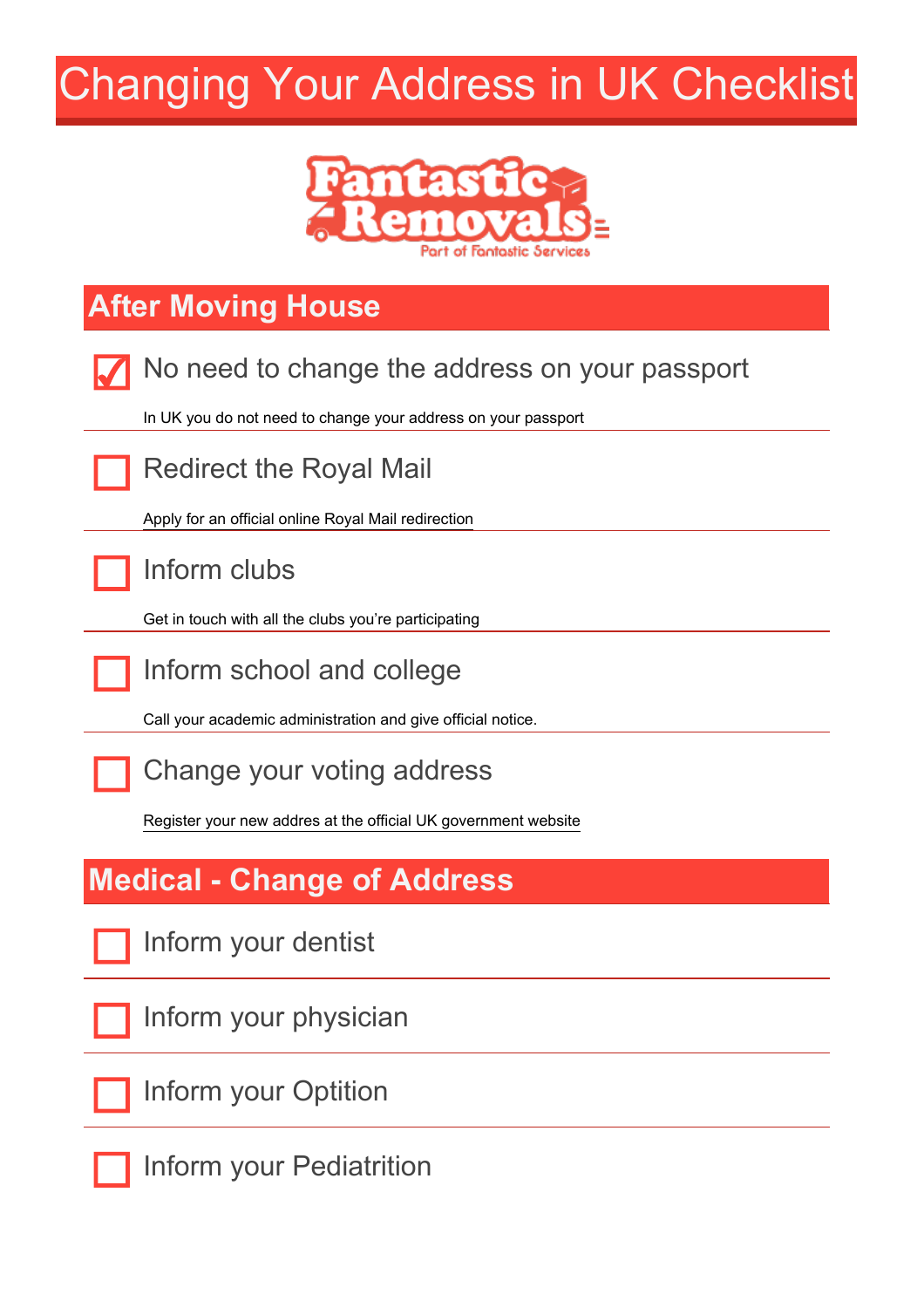# Changing Your Address in UK Checklist

Fantastic Removals
Part of Fantastic Services

## After Moving House

- [x] No need to change the address on your passport

  In UK you do not need to change your address on your passport

- [ ] Redirect the Royal Mail

  Apply for an official online Royal Mail redirection

- [ ] Inform clubs

  Get in touch with all the clubs you're participating

- [ ] Inform school and college

  Call your academic administration and give official notice.

- [ ] Change your voting address

  Register your new addres at the official UK government website

## Medical - Change of Address

- [ ] Inform your dentist
- [ ] Inform your physician
- [ ] Inform your Optition
- [ ] Inform your Pediatrition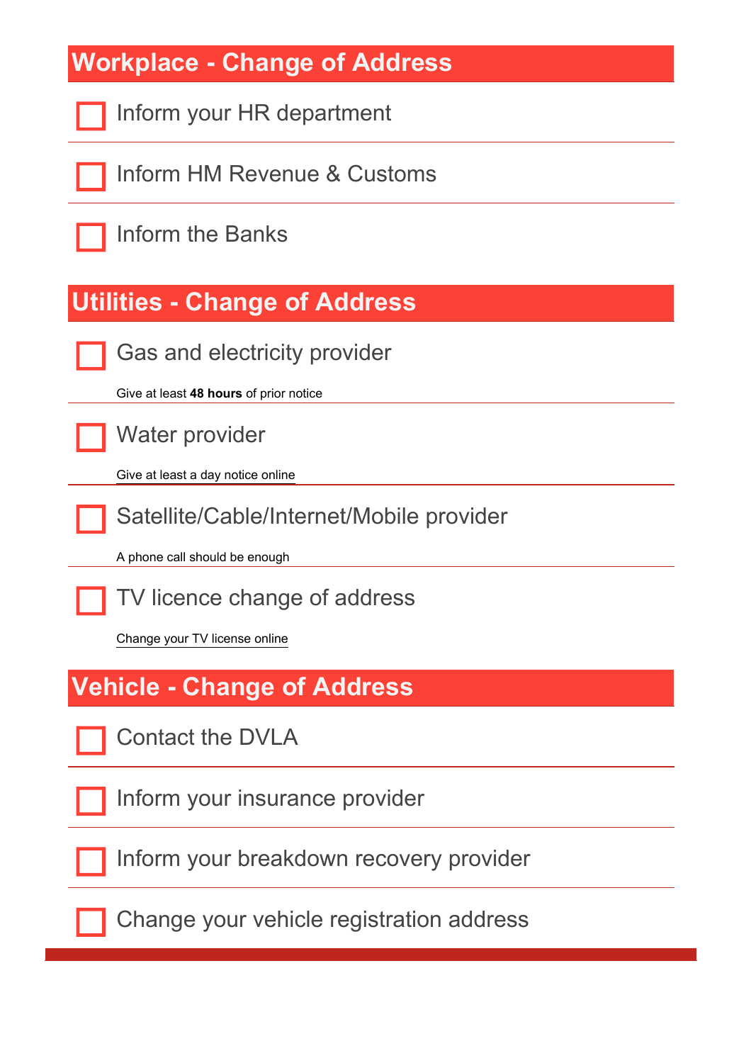## Workplace - Change of Address

- [ ] Inform your HR department
- [ ] Inform HM Revenue & Customs
- [ ] Inform the Banks

## Utilities - Change of Address

- [ ] Gas and electricity provider

  Give at least **48 hours** of prior notice

- [ ] Water provider

  Give at least a day notice online

- [ ] Satellite/Cable/Internet/Mobile provider

  A phone call should be enough

- [ ] TV licence change of address

  Change your TV license online

## Vehicle - Change of Address

- [ ] Contact the DVLA
- [ ] Inform your insurance provider
- [ ] Inform your breakdown recovery provider
- [ ] Change your vehicle registration address